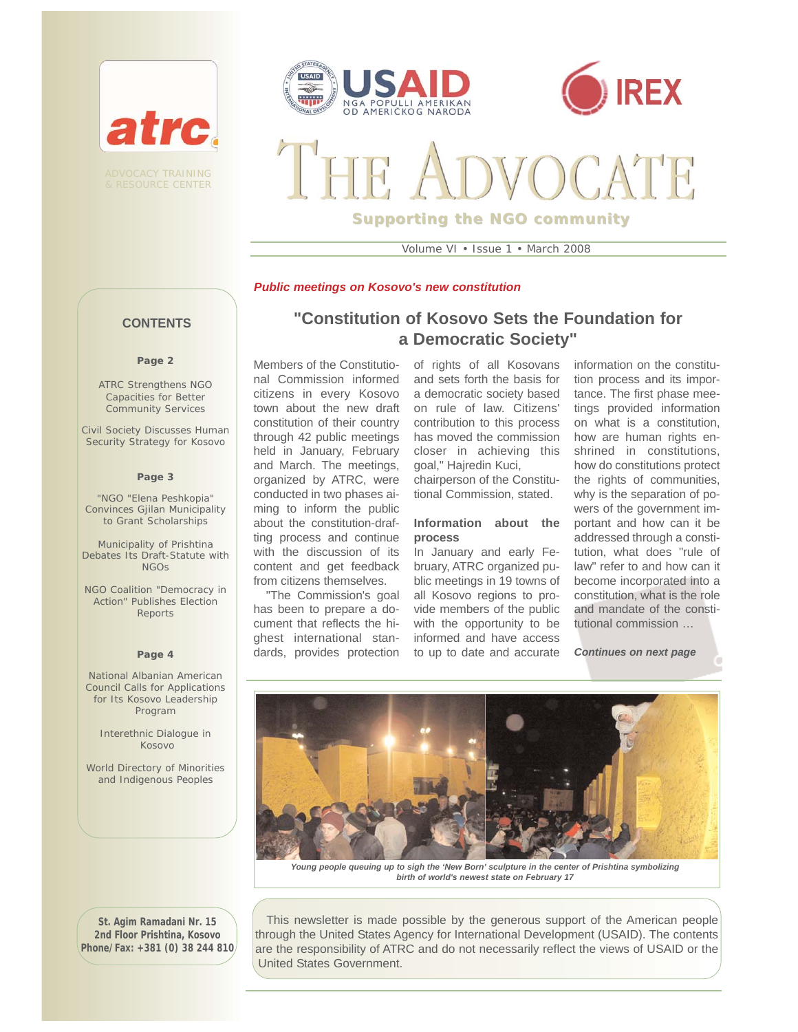atrc

ADVOCACY TRAINING & RESOURCE CENTER

USAID NGA POPULLI AMERIKAN OD AMERIČKOG NARODA

IREX

# THE ADVOCATE

**Supporting the NGO community**

Volume VI • Issue 1 • March 2008

## CONTENTS

**Page 2**

ATRC Strengthens NGO Capacities for Better Community Services

Civil Society Discusses Human Security Strategy for Kosovo

**Page 3**

"NGO "Elena Peshkopia" Convinces Gjilan Municipality to Grant Scholarships

Municipality of Prishtina Debates Its Draft-Statute with NGOs

NGO Coalition "Democracy in Action" Publishes Election Reports

**Page 4**

National Albanian American Council Calls for Applications for Its Kosovo Leadership Program

Interethnic Dialogue in Kosovo

World Directory of Minorities and Indigenous Peoples

***Public meetings on Kosovo's new constitution***

## "Constitution of Kosovo Sets the Foundation for a Democratic Society"

Members of the Constitutional Commission informed citizens in every Kosovo town about the new draft constitution of their country through 42 public meetings held in January, February and March. The meetings, organized by ATRC, were conducted in two phases aiming to inform the public about the constitution-drafting process and continue with the discussion of its content and get feedback from citizens themselves.

"The Commission's goal has been to prepare a document that reflects the highest international standards, provides protection of rights of all Kosovans and sets forth the basis for a democratic society based on rule of law. Citizens' contribution to this process has moved the commission closer in achieving this goal," Hajredin Kuci, chairperson of the Constitutional Commission, stated.

**Information about the process**

In January and early February, ATRC organized public meetings in 19 towns of all Kosovo regions to provide members of the public with the opportunity to be informed and have access to up to date and accurate information on the constitution process and its importance. The first phase meetings provided information on what is a constitution, how are human rights enshrined in constitutions, how do constitutions protect the rights of communities, why is the separation of powers of the government important and how can it be addressed through a constitution, what does "rule of law" refer to and how can it become incorporated into a constitution, what is the role and mandate of the constitutional commission …

***Continues on next page***

*Young people queuing up to sigh the 'New Born' sculpture in the center of Prishtina symbolizing birth of world's newest state on February 17*

This newsletter is made possible by the generous support of the American people through the United States Agency for International Development (USAID). The contents are the responsibility of ATRC and do not necessarily reflect the views of USAID or the United States Government.

**St. Agim Ramadani Nr. 15**
**2nd Floor Prishtina, Kosovo**
**Phone/Fax: +381 (0) 38 244 810**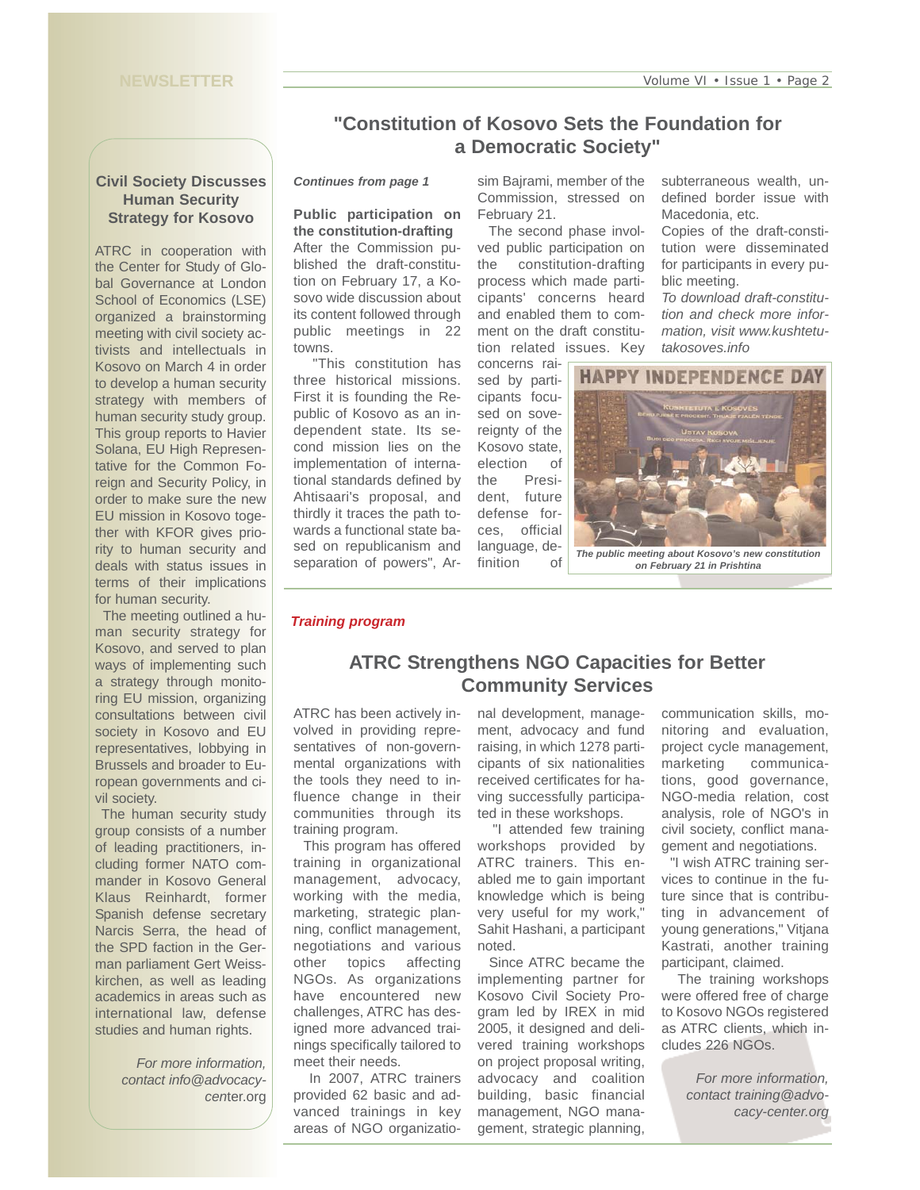## "Constitution of Kosovo Sets the Foundation for a Democratic Society"

*Continues from page 1*

**Public participation on the constitution-drafting**

After the Commission published the draft-constitution on February 17, a Kosovo wide discussion about its content followed through public meetings in 22 towns.

"This constitution has three historical missions. First it is founding the Republic of Kosovo as an independent state. Its second mission lies on the implementation of international standards defined by Ahtisaari's proposal, and thirdly it traces the path towards a functional state based on republicanism and separation of powers", Arsim Bajrami, member of the Commission, stressed on February 21.

The second phase involved public participation on the constitution-drafting process which made participants' concerns heard and enabled them to comment on the draft constitution related issues. Key concerns raised by participants focused on sovereignty of the Kosovo state, election of the President, future defense forces, official language, definition of subterraneous wealth, undefined border issue with Macedonia, etc.

Copies of the draft-constitution were disseminated for participants in every public meeting.

*To download draft-constitution and check more information, visit www.kushtetutakosoves.info*

HAPPY INDEPENDENCE DAY

*The public meeting about Kosovo's new constitution on February 21 in Prishtina*

## Civil Society Discusses Human Security Strategy for Kosovo

ATRC in cooperation with the Center for Study of Global Governance at London School of Economics (LSE) organized a brainstorming meeting with civil society activists and intellectuals in Kosovo on March 4 in order to develop a human security strategy with members of human security study group. This group reports to Havier Solana, EU High Representative for the Common Foreign and Security Policy, in order to make sure the new EU mission in Kosovo together with KFOR gives priority to human security and deals with status issues in terms of their implications for human security.

The meeting outlined a human security strategy for Kosovo, and served to plan ways of implementing such a strategy through monitoring EU mission, organizing consultations between civil society in Kosovo and EU representatives, lobbying in Brussels and broader to European governments and civil society.

The human security study group consists of a number of leading practitioners, including former NATO commander in Kosovo General Klaus Reinhardt, former Spanish defense secretary Narcis Serra, the head of the SPD faction in the German parliament Gert Weisskirchen, as well as leading academics in areas such as international law, defense studies and human rights.

*For more information, contact info@advocacy-center.org*

***Training program***

## ATRC Strengthens NGO Capacities for Better Community Services

ATRC has been actively involved in providing representatives of non-governmental organizations with the tools they need to influence change in their communities through its training program.

This program has offered training in organizational management, advocacy, working with the media, marketing, strategic planning, conflict management, negotiations and various other topics affecting NGOs. As organizations have encountered new challenges, ATRC has designed more advanced trainings specifically tailored to meet their needs.

In 2007, ATRC trainers provided 62 basic and advanced trainings in key areas of NGO organizational development, management, advocacy and fund raising, in which 1278 participants of six nationalities received certificates for having successfully participated in these workshops.

"I attended few training workshops provided by ATRC trainers. This enabled me to gain important knowledge which is being very useful for my work," Sahit Hashani, a participant noted.

Since ATRC became the implementing partner for Kosovo Civil Society Program led by IREX in mid 2005, it designed and delivered training workshops on project proposal writing, advocacy and coalition building, basic financial management, NGO management, strategic planning, communication skills, monitoring and evaluation, project cycle management, marketing communications, good governance, NGO-media relation, cost analysis, role of NGO's in civil society, conflict management and negotiations.

"I wish ATRC training services to continue in the future since that is contributing in advancement of young generations," Vitjana Kastrati, another training participant, claimed.

The training workshops were offered free of charge to Kosovo NGOs registered as ATRC clients, which includes 226 NGOs.

*For more information, contact training@advocacy-center.org*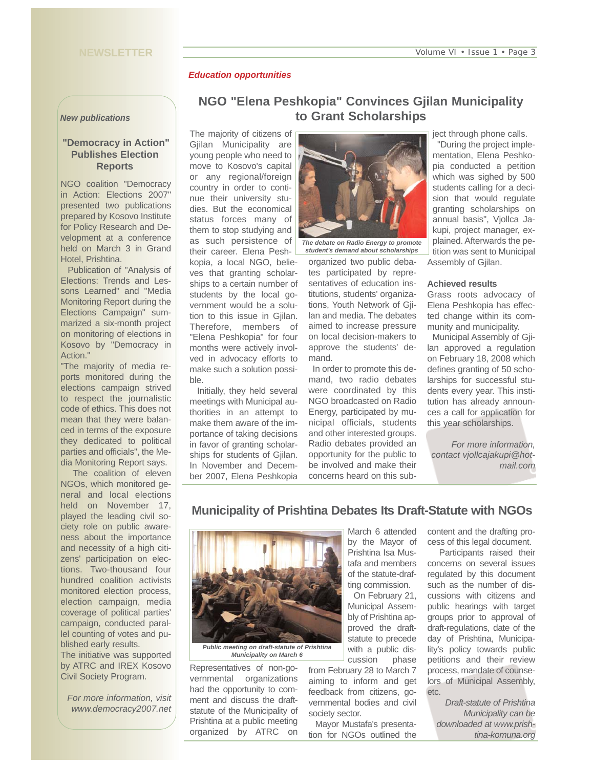*Education opportunities*

## NGO "Elena Peshkopia" Convinces Gjilan Municipality to Grant Scholarships

The majority of citizens of Gjilan Municipality are young people who need to move to Kosovo's capital or any regional/foreign country in order to continue their university studies. But the economical status forces many of them to stop studying and as such persistence of their career. Elena Peshkopia, a local NGO, believes that granting scholarships to a certain number of students by the local government would be a solution to this issue in Gjilan. Therefore, members of "Elena Peshkopia" for four months were actively involved in advocacy efforts to make such a solution possible.

Initially, they held several meetings with Municipal authorities in an attempt to make them aware of the importance of taking decisions in favor of granting scholarships for students of Gjilan. In November and December 2007, Elena Peshkopia organized two public debates participated by representatives of education institutions, students' organizations, Youth Network of Gjilan and media. The debates aimed to increase pressure on local decision-makers to approve the students' demand.

*The debate on Radio Energy to promote student's demand about scholarships*

In order to promote this demand, two radio debates were coordinated by this NGO broadcasted on Radio Energy, participated by municipal officials, students and other interested groups. Radio debates provided an opportunity for the public to be involved and make their concerns heard on this subject through phone calls.

"During the project implementation, Elena Peshkopia conducted a petition which was sighed by 500 students calling for a decision that would regulate granting scholarships on annual basis", Vjollca Jakupi, project manager, explained. Afterwards the petition was sent to Municipal Assembly of Gjilan.

**Achieved results**

Grass roots advocacy of Elena Peshkopia has effected change within its community and municipality.

Municipal Assembly of Gjilan approved a regulation on February 18, 2008 which defines granting of 50 scholarships for successful students every year. This institution has already announces a call for application for this year scholarships.

*For more information, contact vjollcajakupi@hotmail.com*

## Municipality of Prishtina Debates Its Draft-Statute with NGOs

*Public meeting on draft-statute of Prishtina Municipality on March 6*

Representatives of non-governmental organizations had the opportunity to comment and discuss the draft-statute of the Municipality of Prishtina at a public meeting organized by ATRC on March 6 attended by the Mayor of Prishtina Isa Mustafa and members of the statute-drafting commission.

On February 21, Municipal Assembly of Prishtina approved the draft-statute to precede with a public discussion phase from February 28 to March 7 aiming to inform and get feedback from citizens, governmental bodies and civil society sector.

Mayor Mustafa's presentation for NGOs outlined the content and the drafting process of this legal document.

Participants raised their concerns on several issues regulated by this document such as the number of discussions with citizens and public hearings with target groups prior to approval of draft-regulations, date of the day of Prishtina, Municipality's policy towards public petitions and their review process, mandate of counselors of Municipal Assembly, etc.

*Draft-statute of Prishtina Municipality can be downloaded at www.prishtina-komuna.org*

*New publications*

### "Democracy in Action" Publishes Election Reports

NGO coalition "Democracy in Action: Elections 2007" presented two publications prepared by Kosovo Institute for Policy Research and Development at a conference held on March 3 in Grand Hotel, Prishtina.

Publication of "Analysis of Elections: Trends and Lessons Learned" and "Media Monitoring Report during the Elections Campaign" summarized a six-month project on monitoring of elections in Kosovo by "Democracy in Action."

"The majority of media reports monitored during the elections campaign strived to respect the journalistic code of ethics. This does not mean that they were balanced in terms of the exposure they dedicated to political parties and officials", the Media Monitoring Report says.

The coalition of eleven NGOs, which monitored general and local elections held on November 17, played the leading civil society role on public awareness about the importance and necessity of a high citizens' participation on elections. Two-thousand four hundred coalition activists monitored election process, election campaign, media coverage of political parties' campaign, conducted parallel counting of votes and published early results.

The initiative was supported by ATRC and IREX Kosovo Civil Society Program.

*For more information, visit www.democracy2007.net*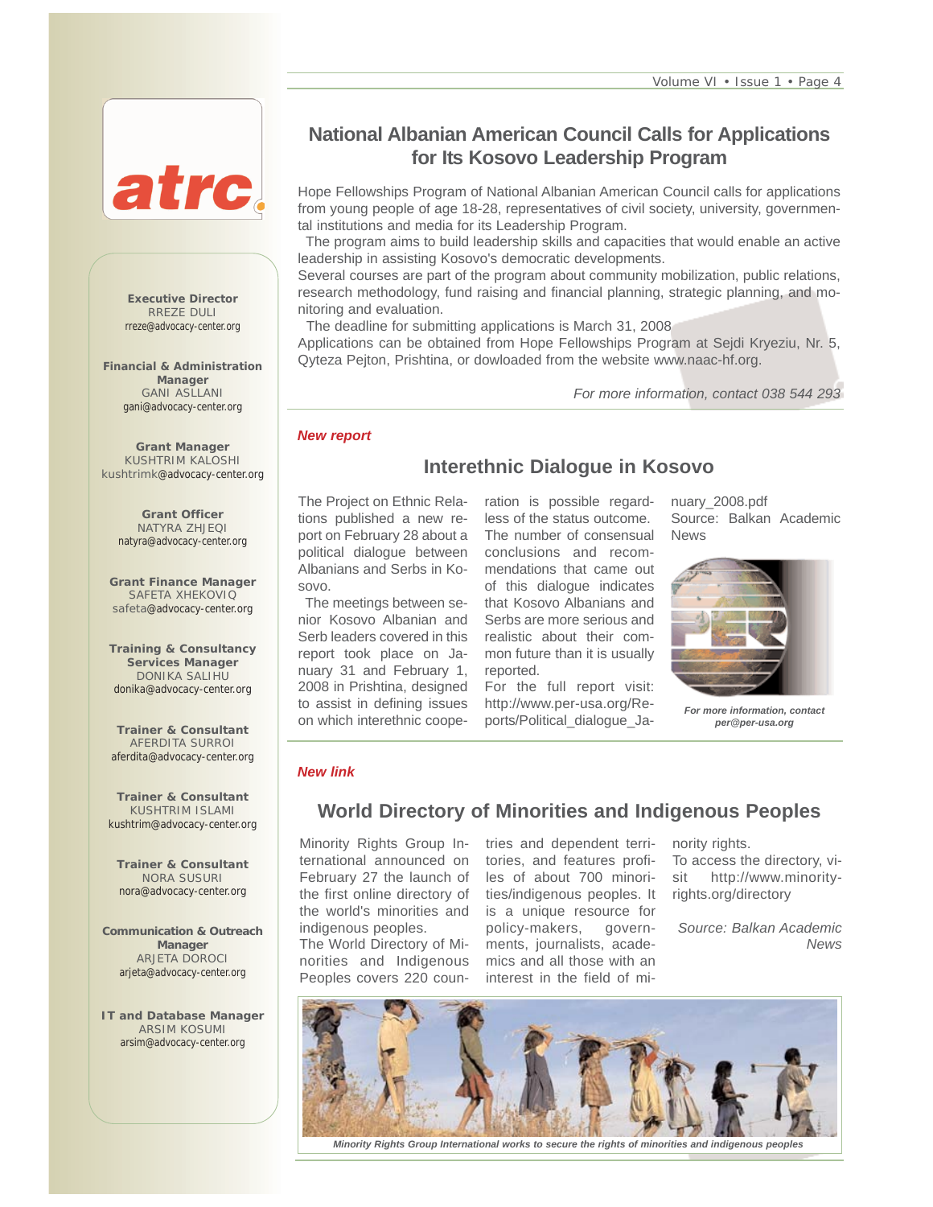atrc

**Executive Director**
RREZE DULI
rreze@advocacy-center.org

**Financial & Administration Manager**
GANI ASLLANI
gani@advocacy-center.org

**Grant Manager**
KUSHTRIM KALOSHI
kushtrimk@advocacy-center.org

**Grant Officer**
NATYRA ZHJEQI
natyra@advocacy-center.org

**Grant Finance Manager**
SAFETA XHEKOVIQ
safeta@advocacy-center.org

**Training & Consultancy Services Manager**
DONIKA SALIHU
donika@advocacy-center.org

**Trainer & Consultant**
AFERDITA SURROI
aferdita@advocacy-center.org

**Trainer & Consultant**
KUSHTRIM ISLAMI
kushtrim@advocacy-center.org

**Trainer & Consultant**
NORA SUSURI
nora@advocacy-center.org

**Communication & Outreach Manager**
ARJETA DOROCI
arjeta@advocacy-center.org

**IT and Database Manager**
ARSIM KOSUMI
arsim@advocacy-center.org

## National Albanian American Council Calls for Applications for Its Kosovo Leadership Program

Hope Fellowships Program of National Albanian American Council calls for applications from young people of age 18-28, representatives of civil society, university, governmental institutions and media for its Leadership Program.

The program aims to build leadership skills and capacities that would enable an active leadership in assisting Kosovo's democratic developments.

Several courses are part of the program about community mobilization, public relations, research methodology, fund raising and financial planning, strategic planning, and monitoring and evaluation.

The deadline for submitting applications is March 31, 2008

Applications can be obtained from Hope Fellowships Program at Sejdi Kryeziu, Nr. 5, Qyteza Pejton, Prishtina, or dowloaded from the website www.naac-hf.org.

*For more information, contact 038 544 293*

***New report***

## Interethnic Dialogue in Kosovo

The Project on Ethnic Relations published a new report on February 28 about a political dialogue between Albanians and Serbs in Kosovo.

The meetings between senior Kosovo Albanian and Serb leaders covered in this report took place on January 31 and February 1, 2008 in Prishtina, designed to assist in defining issues on which interethnic cooperation is possible regardless of the status outcome.

The number of consensual conclusions and recommendations that came out of this dialogue indicates that Kosovo Albanians and Serbs are more serious and realistic about their common future than it is usually reported.

For the full report visit: http://www.per-usa.org/Reports/Political_dialogue_January_2008.pdf

Source: Balkan Academic News

***For more information, contact per@per-usa.org***

***New link***

## World Directory of Minorities and Indigenous Peoples

Minority Rights Group International announced on February 27 the launch of the first online directory of the world's minorities and indigenous peoples.

The World Directory of Minorities and Indigenous Peoples covers 220 countries and dependent territories, and features profiles of about 700 minorities/indigenous peoples. It is a unique resource for policy-makers, governments, journalists, academics and all those with an interest in the field of minority rights.

To access the directory, visit http://www.minorityrights.org/directory

*Source: Balkan Academic News*

***Minority Rights Group International works to secure the rights of minorities and indigenous peoples***